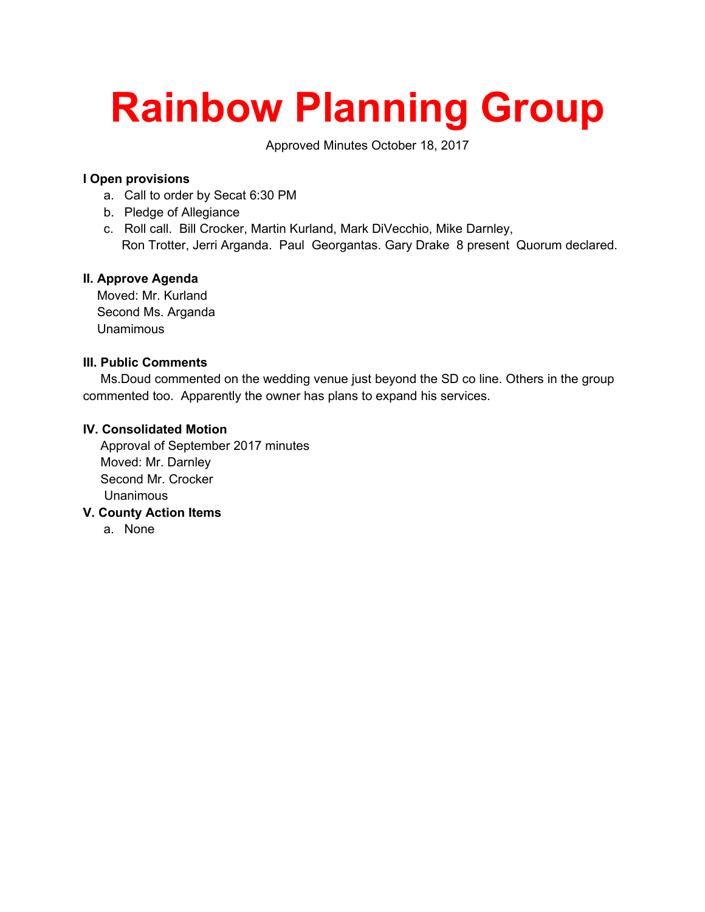# Rainbow Planning Group

Approved Minutes October 18, 2017

**I Open provisions**

a. Call to order by Secat 6:30 PM
b. Pledge of Allegiance
c. Roll call. Bill Crocker, Martin Kurland, Mark DiVecchio, Mike Darnley, Ron Trotter, Jerri Arganda. Paul Georgantas. Gary Drake 8 present Quorum declared.

**II. Approve Agenda**

Moved: Mr. Kurland
Second Ms. Arganda
Unamimous

**III. Public Comments**

Ms.Doud commented on the wedding venue just beyond the SD co line. Others in the group commented too. Apparently the owner has plans to expand his services.

**IV. Consolidated Motion**

Approval of September 2017 minutes
Moved: Mr. Darnley
Second Mr. Crocker
Unanimous

**V. County Action Items**

a. None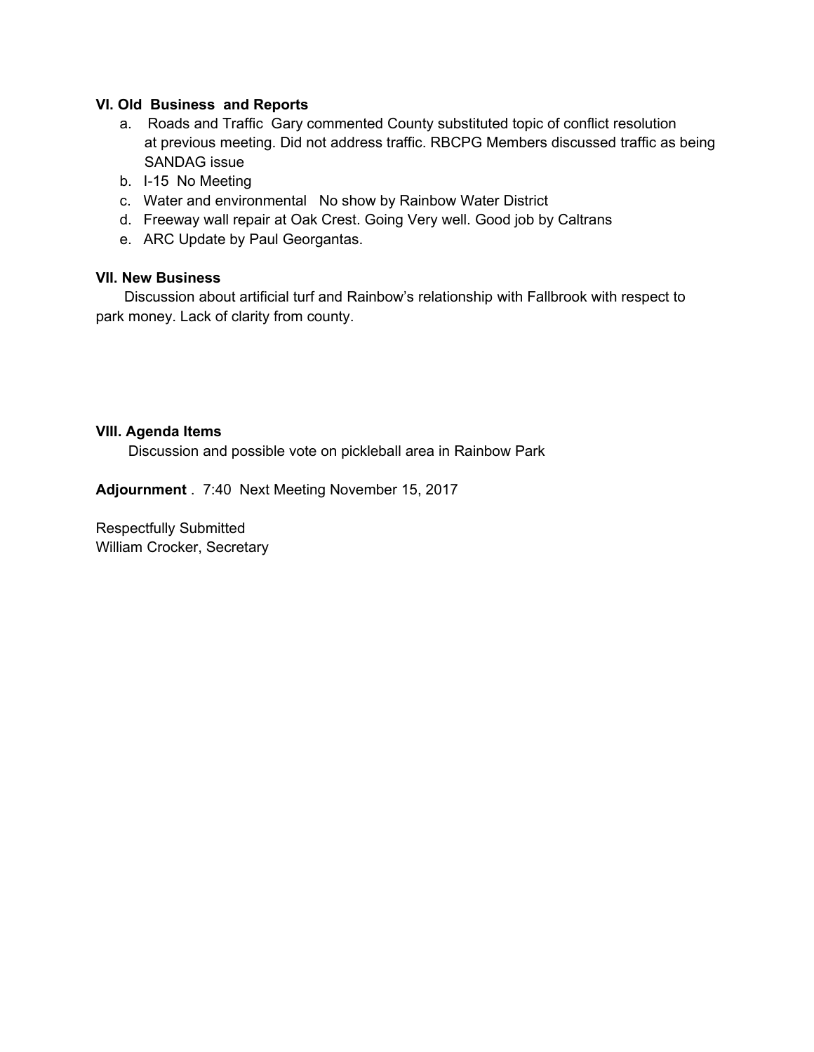**VI. Old Business and Reports**

a. Roads and Traffic Gary commented County substituted topic of conflict resolution at previous meeting. Did not address traffic. RBCPG Members discussed traffic as being SANDAG issue
b. I-15 No Meeting
c. Water and environmental No show by Rainbow Water District
d. Freeway wall repair at Oak Crest. Going Very well. Good job by Caltrans
e. ARC Update by Paul Georgantas.

**VII. New Business**

Discussion about artificial turf and Rainbow's relationship with Fallbrook with respect to park money. Lack of clarity from county.

**VIII. Agenda Items**

Discussion and possible vote on pickleball area in Rainbow Park

**Adjournment** . 7:40 Next Meeting November 15, 2017

Respectfully Submitted
William Crocker, Secretary